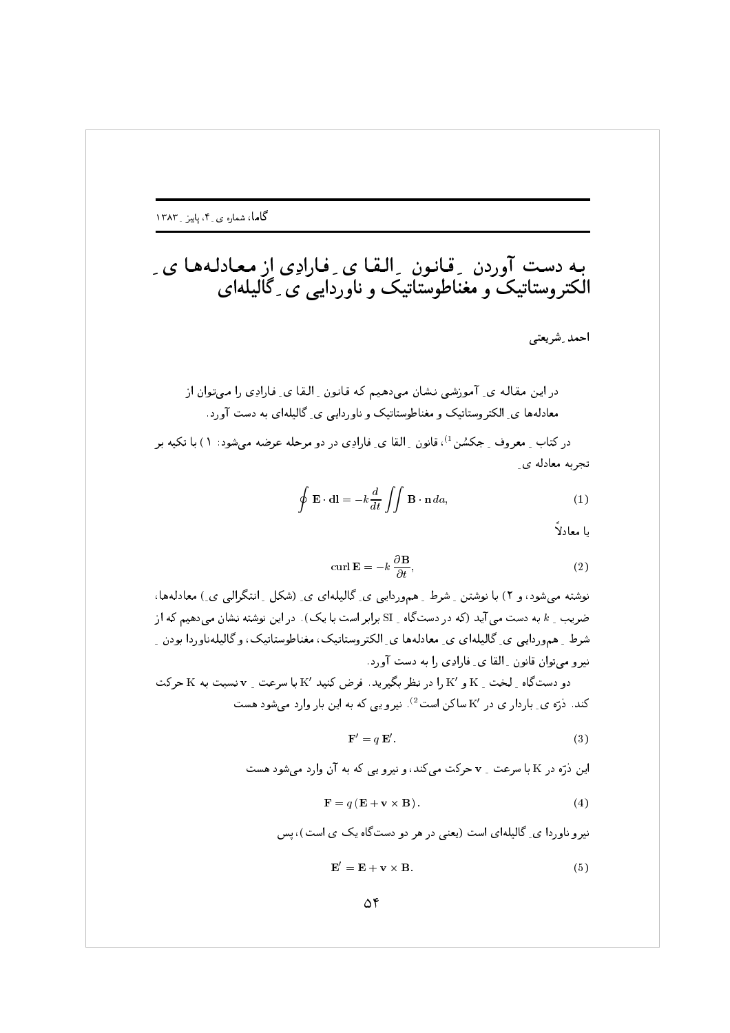# به دست آوردن ِ قانون ِ القا ی ِ فارادِی از معادله‌ها ی ِ الکتروستاتیک و مغناطوستاتیک و ناوردایی ی ِ گالیله‌ای

**احمد ِ شریعتی**

در این مقاله ی ِ آموزشی نشان می‌دهیم که قانون ِ القا ی ِ فارادِی را می‌توان از معادله‌ها ی ِ الکتروستاتیک و مغناطوستاتیک و ناوردایی ی ِ گالیله‌ای به دست آورد.

در کتاب ِ معروف ِ جکسُن [1]، قانون ِ القا ی ِ فارادِی در دو مرحله عرضه می‌شود: ۱) با تکیه بر تجربه معادله ی ِ

$$\oint \mathbf{E}\cdot d\mathbf{l} = -k\frac{d}{dt}\iint \mathbf{B}\cdot\mathbf{n}\,da, \tag{1}$$

یا معادلاً

$$\operatorname{curl}\mathbf{E} = -k\,\frac{\partial \mathbf{B}}{\partial t}, \tag{2}$$

نوشته می‌شود، و ۲) با نوشتن ِ شرط ِ هم‌وردایی ی ِ گالیله‌ای ی ِ (شکل ِ انتگرالی ی ِ) معادله‌ها، ضریب ِ $k$ به دست می‌آید (که در دستگاه ِ SI برابر است با یک). در این نوشته نشان می‌دهیم که از شرط ِ هم‌وردایی ی ِ گالیله‌ای ی ِ معادله‌ها ی ِ الکتروستاتیک، مغناطوستاتیک، و گالیله‌ناوردا بودن ِ نیرو می‌توان قانون ِ القا ی ِ فارادِی را به دست آورد.

دو دستگاه ِ لخت ِ K و K′ را در نظر بگیرید. فرض کنید K′ با سرعت ِ $\mathbf{v}$ نسبت به K حرکت کند. ذرّه ی ِ باردار ی در K′ ساکن است [2]. نیرو یی که به این بار وارد می‌شود هست

$$\mathbf{F}' = q\,\mathbf{E}'. \tag{3}$$

این ذرّه در K با سرعت ِ $\mathbf{v}$ حرکت می‌کند، و نیرو یی که به آن وارد می‌شود هست

$$\mathbf{F} = q\,(\mathbf{E} + \mathbf{v}\times\mathbf{B}). \tag{4}$$

نیرو ناوردا ی ِ گالیله‌ای است (یعنی در هر دو دستگاه یک ی است)، پس

$$\mathbf{E}' = \mathbf{E} + \mathbf{v}\times\mathbf{B}. \tag{5}$$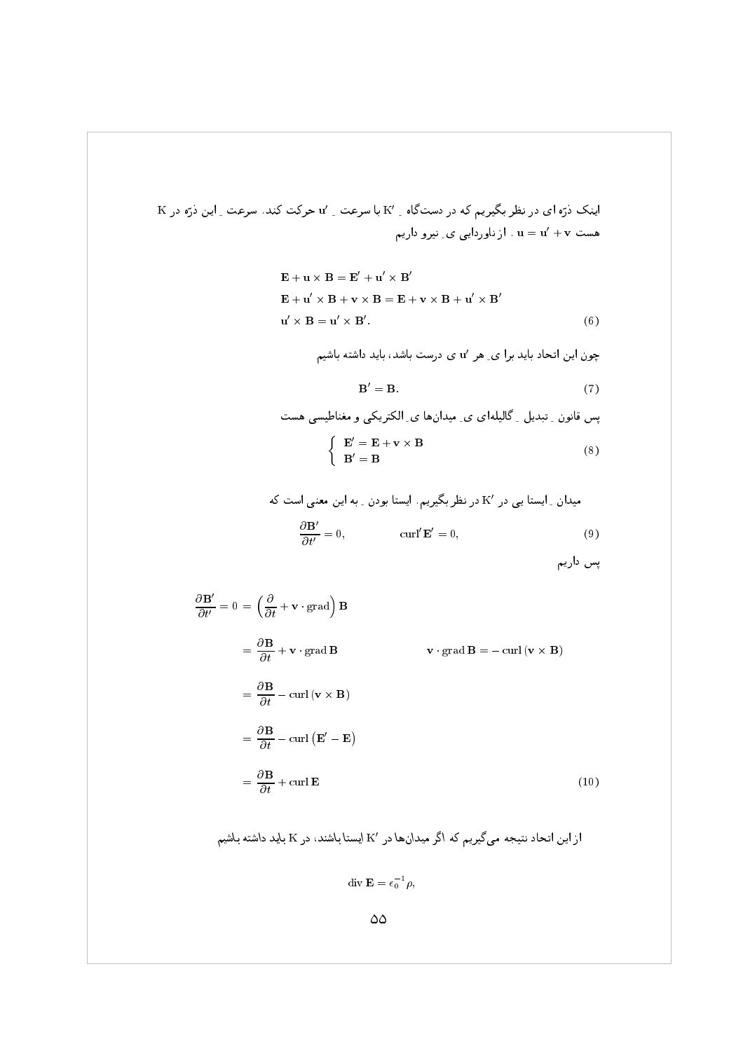اینک ذرّه ای در نظر بگیریم که در دستگاه ِ $K'$ با سرعت ِ $\mathbf{u}'$ حرکت کند. سرعت ِ این ذرّه در $K$ هست $\mathbf{u} = \mathbf{u}' + \mathbf{v}$ . از ناوردایی ی ِ نیرو داریم

$$\begin{aligned}
&\mathbf{E} + \mathbf{u} \times \mathbf{B} = \mathbf{E}' + \mathbf{u}' \times \mathbf{B}' \\
&\mathbf{E} + \mathbf{u}' \times \mathbf{B} + \mathbf{v} \times \mathbf{B} = \mathbf{E} + \mathbf{v} \times \mathbf{B} + \mathbf{u}' \times \mathbf{B}' \\
&\mathbf{u}' \times \mathbf{B} = \mathbf{u}' \times \mathbf{B}'.
\end{aligned} \tag{6}$$

چون این اتحاد باید برا ی ِ هر $\mathbf{u}'$ ی درست باشد، باید داشته باشیم

$$\mathbf{B}' = \mathbf{B}. \tag{7}$$

پس قانون ِ تبدیل ِ گالیله‌ای ی ِ میدان‌ها ی ِ الکتریکی و مغناطیسی هست

$$\begin{cases} \mathbf{E}' = \mathbf{E} + \mathbf{v} \times \mathbf{B} \\ \mathbf{B}' = \mathbf{B} \end{cases} \tag{8}$$

میدان ِ ایستا یی در $K'$ در نظر بگیریم. ایستا بودن ِ به این معنی است که

$$\frac{\partial \mathbf{B}'}{\partial t'} = 0, \qquad \mathrm{curl}' \mathbf{E}' = 0, \tag{9}$$

پس داریم

$$\begin{aligned}
\frac{\partial \mathbf{B}'}{\partial t'} = 0 &= \left(\frac{\partial}{\partial t} + \mathbf{v} \cdot \mathrm{grad}\right) \mathbf{B} \\
&= \frac{\partial \mathbf{B}}{\partial t} + \mathbf{v} \cdot \mathrm{grad}\, \mathbf{B} \qquad\qquad \mathbf{v} \cdot \mathrm{grad}\, \mathbf{B} = -\,\mathrm{curl}\,(\mathbf{v} \times \mathbf{B}) \\
&= \frac{\partial \mathbf{B}}{\partial t} - \mathrm{curl}\,(\mathbf{v} \times \mathbf{B}) \\
&= \frac{\partial \mathbf{B}}{\partial t} - \mathrm{curl}\,(\mathbf{E}' - \mathbf{E}) \\
&= \frac{\partial \mathbf{B}}{\partial t} + \mathrm{curl}\, \mathbf{E}
\end{aligned} \tag{10}$$

از این اتحاد نتیجه می‌گیریم که اگر میدان‌ها در $K'$ ایستا باشند، در $K$ باید داشته باشیم

$$\mathrm{div}\, \mathbf{E} = \epsilon_0^{-1} \rho,$$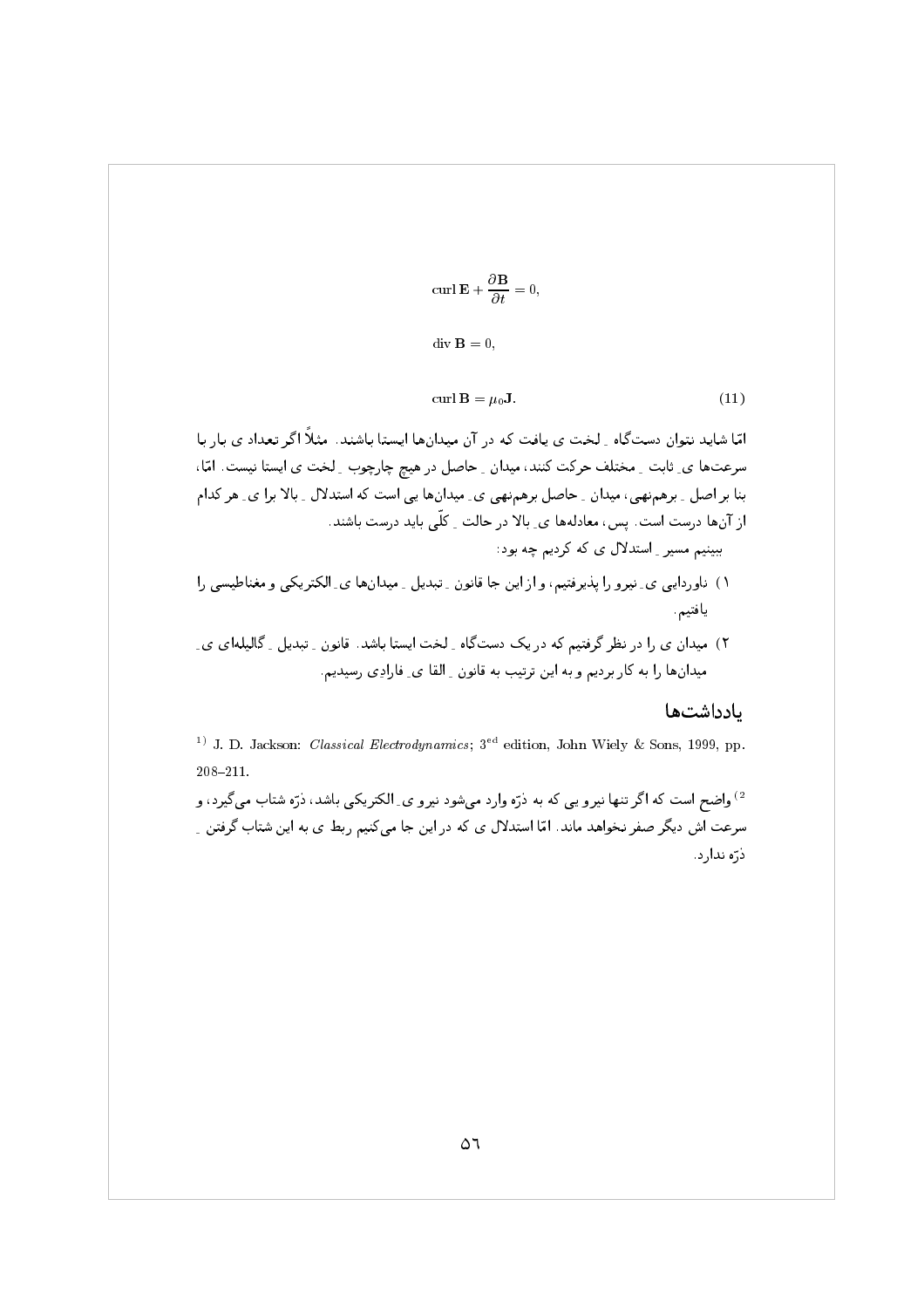$$\operatorname{curl} \mathbf{E} + \frac{\partial \mathbf{B}}{\partial t} = 0,$$

$$\operatorname{div} \mathbf{B} = 0,$$

$$\operatorname{curl} \mathbf{B} = \mu_0 \mathbf{J}. \tag{11}$$

امّا شاید نتوان دست‌گاه ِ لخت ی یافت که در آن میدان‌ها ایستا باشند. مثلاً اگر تعداد ی بار با سرعت‌ها ی ِ ثابت ِ مختلف حرکت کنند، میدان ِ حاصل در هیچ چارچوب ِ لخت ی ایستا نیست. امّا، بنا بر اصل ِ برهم‌نهی، میدان ِ حاصل برهم‌نهی ی ِ میدان‌ها یی است که استدلال ِ بالا برا ی ِ هر کدام از آن‌ها درست است. پس، معادله‌ها ی ِ بالا در حالت ِ کلّی باید درست باشند.

ببینیم مسیر ِ استدلال ی که کردیم چه بود:

۱) ناوردایی ی ِ نیرو را پذیرفتیم، و از این جا قانون ِ تبدیل ِ میدان‌ها ی ِ الکتریکی و مغناطیسی را یافتیم.

۲) میدان ی را در نظر گرفتیم که در یک دست‌گاه ِ لخت ایستا باشد. قانون ِ تبدیل ِ گالیله‌ای ی ِ میدان‌ها را به کار بردیم و به این ترتیب به قانون ِ القا ی ِ فارادی رسیدیم.

## یادداشت‌ها

[1] J. D. Jackson: *Classical Electrodynamics*; 3[ed] edition, John Wiely & Sons, 1999, pp. 208–211.

[2] واضح است که اگر تنها نیرو یی که به ذرّه وارد می‌شود نیرو ی ِ الکتریکی باشد، ذرّه شتاب می‌گیرد، و سرعت اش دیگر صفر نخواهد ماند. امّا استدلال ی که در این جا می‌کنیم ربط ی به این شتاب گرفتن ِ ذرّه ندارد.